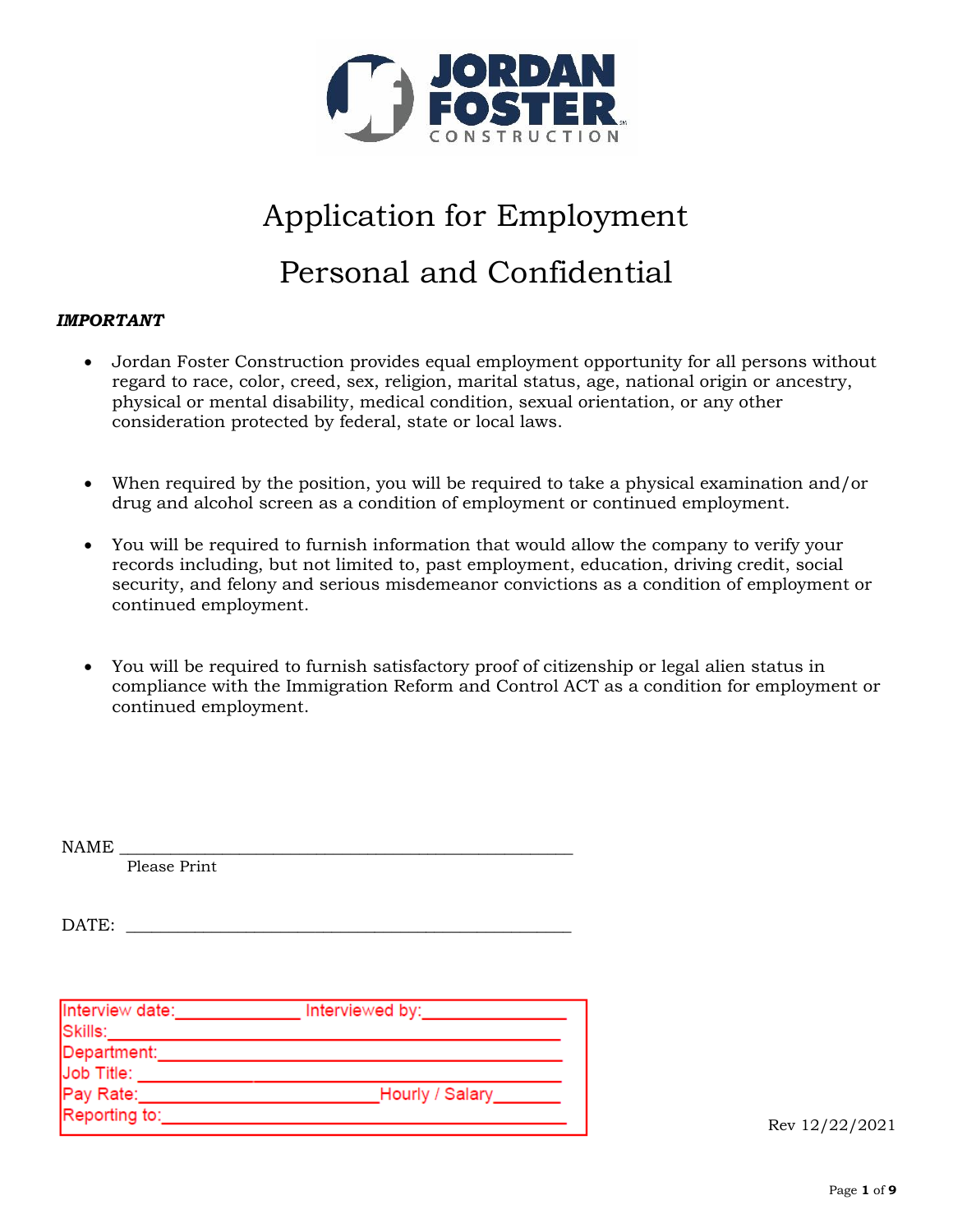# Application for Employment

# Personal and Confidential

***IMPORTANT***

- Jordan Foster Construction provides equal employment opportunity for all persons without regard to race, color, creed, sex, religion, marital status, age, national origin or ancestry, physical or mental disability, medical condition, sexual orientation, or any other consideration protected by federal, state or local laws.

- When required by the position, you will be required to take a physical examination and/or drug and alcohol screen as a condition of employment or continued employment.

- You will be required to furnish information that would allow the company to verify your records including, but not limited to, past employment, education, driving credit, social security, and felony and serious misdemeanor convictions as a condition of employment or continued employment.

- You will be required to furnish satisfactory proof of citizenship or legal alien status in compliance with the Immigration Reform and Control ACT as a condition for employment or continued employment.

NAME ___________________________________________________
Please Print

DATE: __________________________________________________

Interview date:____________ Interviewed by:_______________
Skills:__________________________________________________
Department:_____________________________________________
Job Title: _______________________________________________
Pay Rate:_________________________ Hourly / Salary_______
Reporting to:____________________________________________

Rev 12/22/2021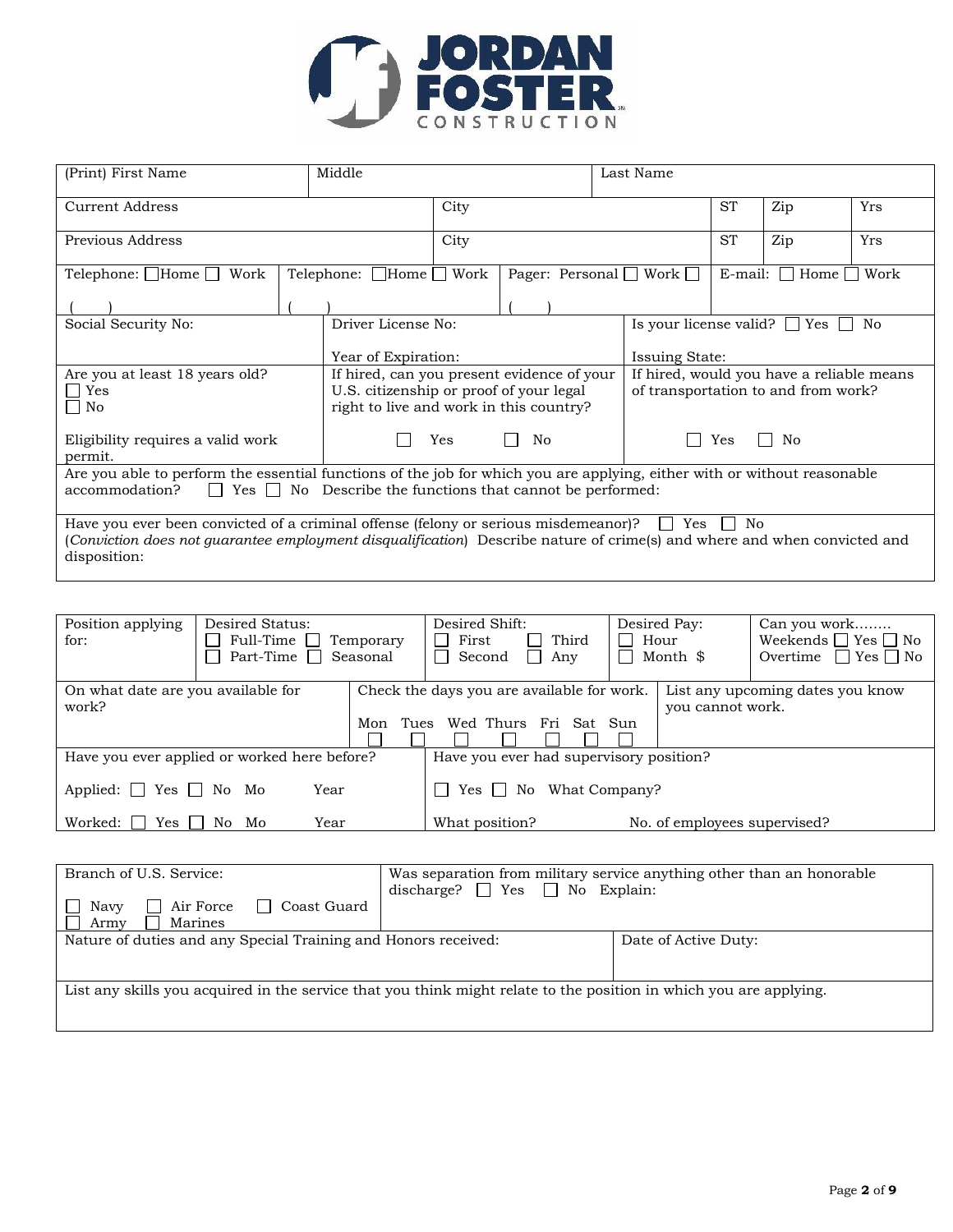# JORDAN FOSTER CONSTRUCTION

| (Print) First Name | Middle | Last Name | | |
|---|---|---|---|---|
| Current Address | City | ST | Zip | Yrs |
| Previous Address | City | ST | Zip | Yrs |

| Telephone: ☐ Home ☐ Work ( ) | Telephone: ☐ Home ☐ Work ( ) | Pager: Personal ☐ Work ☐ ( ) | E-mail: ☐ Home ☐ Work |
|---|---|---|---|

| Social Security No: | Driver License No: Year of Expiration: | Is your license valid? ☐ Yes ☐ No Issuing State: |
|---|---|---|
| Are you at least 18 years old? ☐ Yes ☐ No Eligibility requires a valid work permit. | If hired, can you present evidence of your U.S. citizenship or proof of your legal right to live and work in this country? ☐ Yes ☐ No | If hired, would you have a reliable means of transportation to and from work? ☐ Yes ☐ No |

Are you able to perform the essential functions of the job for which you are applying, either with or without reasonable accommodation? ☐ Yes ☐ No Describe the functions that cannot be performed:

Have you ever been convicted of a criminal offense (felony or serious misdemeanor)? ☐ Yes ☐ No
(*Conviction does not guarantee employment disqualification*) Describe nature of crime(s) and where and when convicted and disposition:

| Position applying for: | Desired Status: ☐ Full-Time ☐ Temporary ☐ Part-Time ☐ Seasonal | Desired Shift: ☐ First ☐ Third ☐ Second ☐ Any | Desired Pay: ☐ Hour ☐ Month $ | Can you work........ Weekends ☐ Yes ☐ No Overtime ☐ Yes ☐ No |
|---|---|---|---|---|

| On what date are you available for work? | Check the days you are available for work. Mon ☐ Tues ☐ Wed ☐ Thurs ☐ Fri ☐ Sat ☐ Sun ☐ | List any upcoming dates you know you cannot work. |
|---|---|---|

| Have you ever applied or worked here before? | Have you ever had supervisory position? |
|---|---|
| Applied: ☐ Yes ☐ No Mo Year | ☐ Yes ☐ No What Company? |
| Worked: ☐ Yes ☐ No Mo Year | What position? No. of employees supervised? |

| Branch of U.S. Service: ☐ Navy ☐ Air Force ☐ Coast Guard ☐ Army ☐ Marines | Was separation from military service anything other than an honorable discharge? ☐ Yes ☐ No Explain: |
|---|---|
| Nature of duties and any Special Training and Honors received: | Date of Active Duty: |

List any skills you acquired in the service that you think might relate to the position in which you are applying.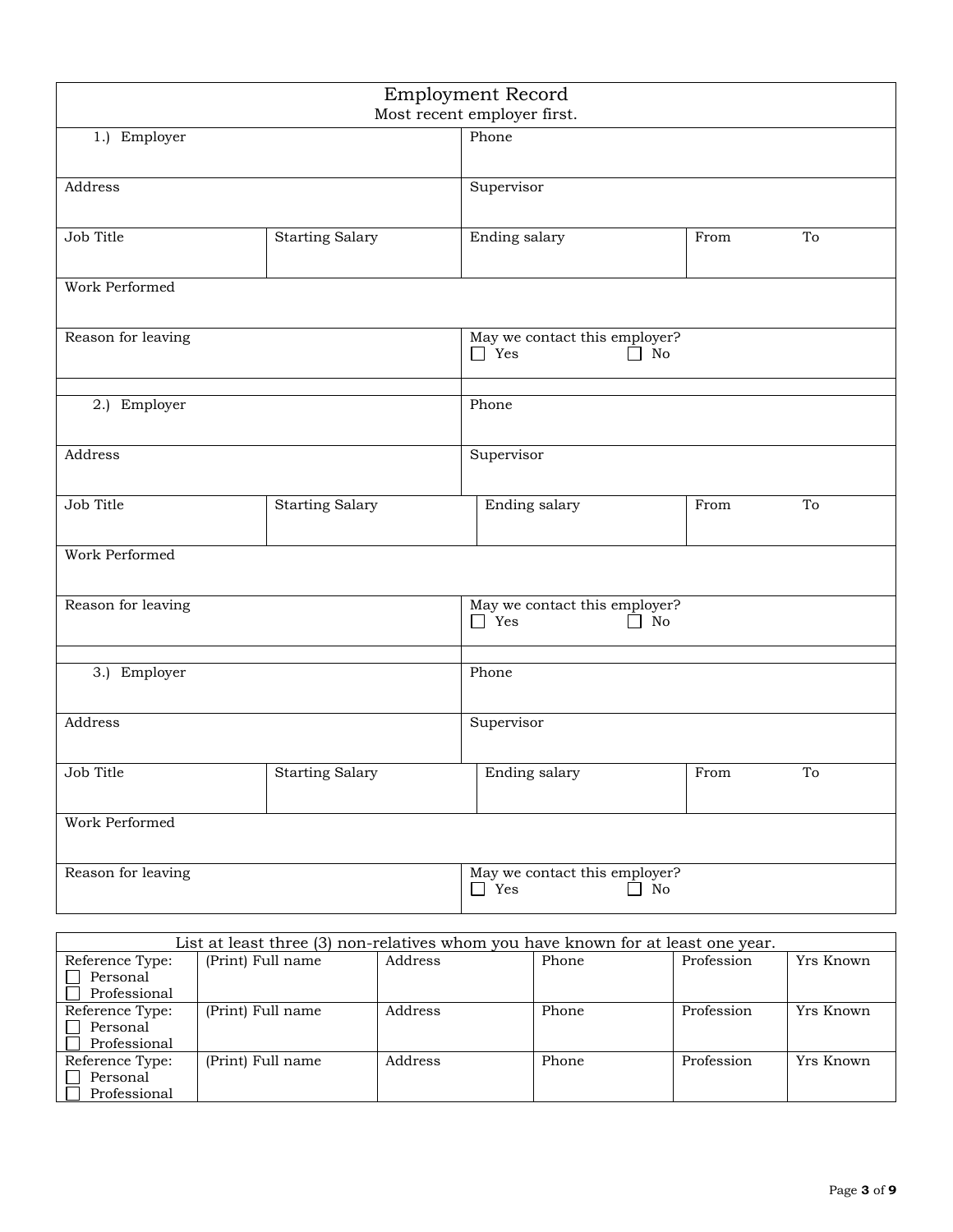## Employment Record

Most recent employer first.

| | | | |
|---|---|---|---|
| 1.) Employer | | Phone | |
| Address | | Supervisor | |
| Job Title | Starting Salary | Ending salary | From To |
| Work Performed | | | |
| Reason for leaving | | May we contact this employer? ☐ Yes ☐ No | |

| | | | |
|---|---|---|---|
| 2.) Employer | | Phone | |
| Address | | Supervisor | |
| Job Title | Starting Salary | Ending salary | From To |
| Work Performed | | | |
| Reason for leaving | | May we contact this employer? ☐ Yes ☐ No | |

| | | | |
|---|---|---|---|
| 3.) Employer | | Phone | |
| Address | | Supervisor | |
| Job Title | Starting Salary | Ending salary | From To |
| Work Performed | | | |
| Reason for leaving | | May we contact this employer? ☐ Yes ☐ No | |

List at least three (3) non-relatives whom you have known for at least one year.

| | | | | | |
|---|---|---|---|---|---|
| Reference Type: ☐ Personal ☐ Professional | (Print) Full name | Address | Phone | Profession | Yrs Known |
| Reference Type: ☐ Personal ☐ Professional | (Print) Full name | Address | Phone | Profession | Yrs Known |
| Reference Type: ☐ Personal ☐ Professional | (Print) Full name | Address | Phone | Profession | Yrs Known |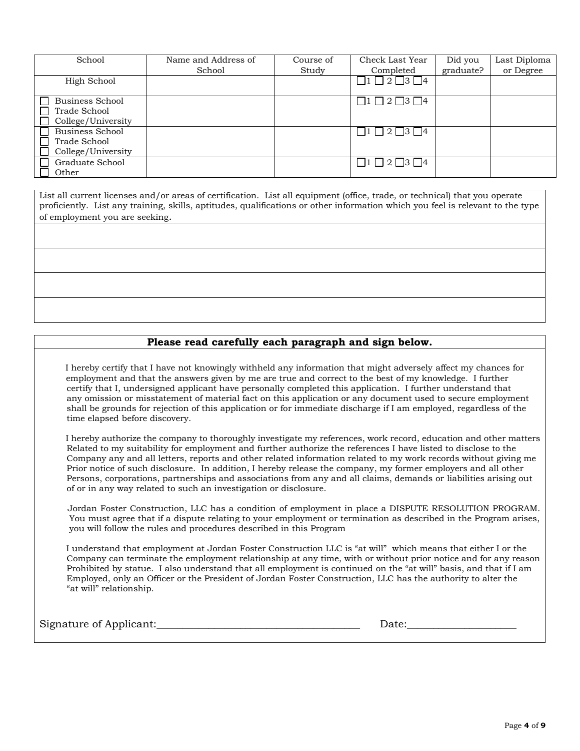| School | Name and Address of School | Course of Study | Check Last Year Completed | Did you graduate? | Last Diploma or Degree |
|---|---|---|---|---|---|
| High School | | | ☐1 ☐ 2 ☐3 ☐4 | | |
| ☐ Business School<br>☐ Trade School<br>☐ College/University | | | ☐1 ☐ 2 ☐3 ☐4 | | |
| ☐ Business School<br>☐ Trade School<br>☐ College/University | | | ☐1 ☐ 2 ☐3 ☐4 | | |
| ☐ Graduate School<br>☐ Other | | | ☐1 ☐ 2 ☐3 ☐4 | | |

| List all current licenses and/or areas of certification. List all equipment (office, trade, or technical) that you operate proficiently. List any training, skills, aptitudes, qualifications or other information which you feel is relevant to the type of employment you are seeking. |
|---|
| |
| |
| |
| |

**Please read carefully each paragraph and sign below.**

I hereby certify that I have not knowingly withheld any information that might adversely affect my chances for employment and that the answers given by me are true and correct to the best of my knowledge. I further certify that I, undersigned applicant have personally completed this application. I further understand that any omission or misstatement of material fact on this application or any document used to secure employment shall be grounds for rejection of this application or for immediate discharge if I am employed, regardless of the time elapsed before discovery.

I hereby authorize the company to thoroughly investigate my references, work record, education and other matters Related to my suitability for employment and further authorize the references I have listed to disclose to the Company any and all letters, reports and other related information related to my work records without giving me Prior notice of such disclosure. In addition, I hereby release the company, my former employers and all other Persons, corporations, partnerships and associations from any and all claims, demands or liabilities arising out of or in any way related to such an investigation or disclosure.

Jordan Foster Construction, LLC has a condition of employment in place a DISPUTE RESOLUTION PROGRAM. You must agree that if a dispute relating to your employment or termination as described in the Program arises, you will follow the rules and procedures described in this Program

I understand that employment at Jordan Foster Construction LLC is "at will" which means that either I or the Company can terminate the employment relationship at any time, with or without prior notice and for any reason Prohibited by statue. I also understand that all employment is continued on the "at will" basis, and that if I am Employed, only an Officer or the President of Jordan Foster Construction, LLC has the authority to alter the "at will" relationship.

Signature of Applicant:_______________________________________ Date:____________________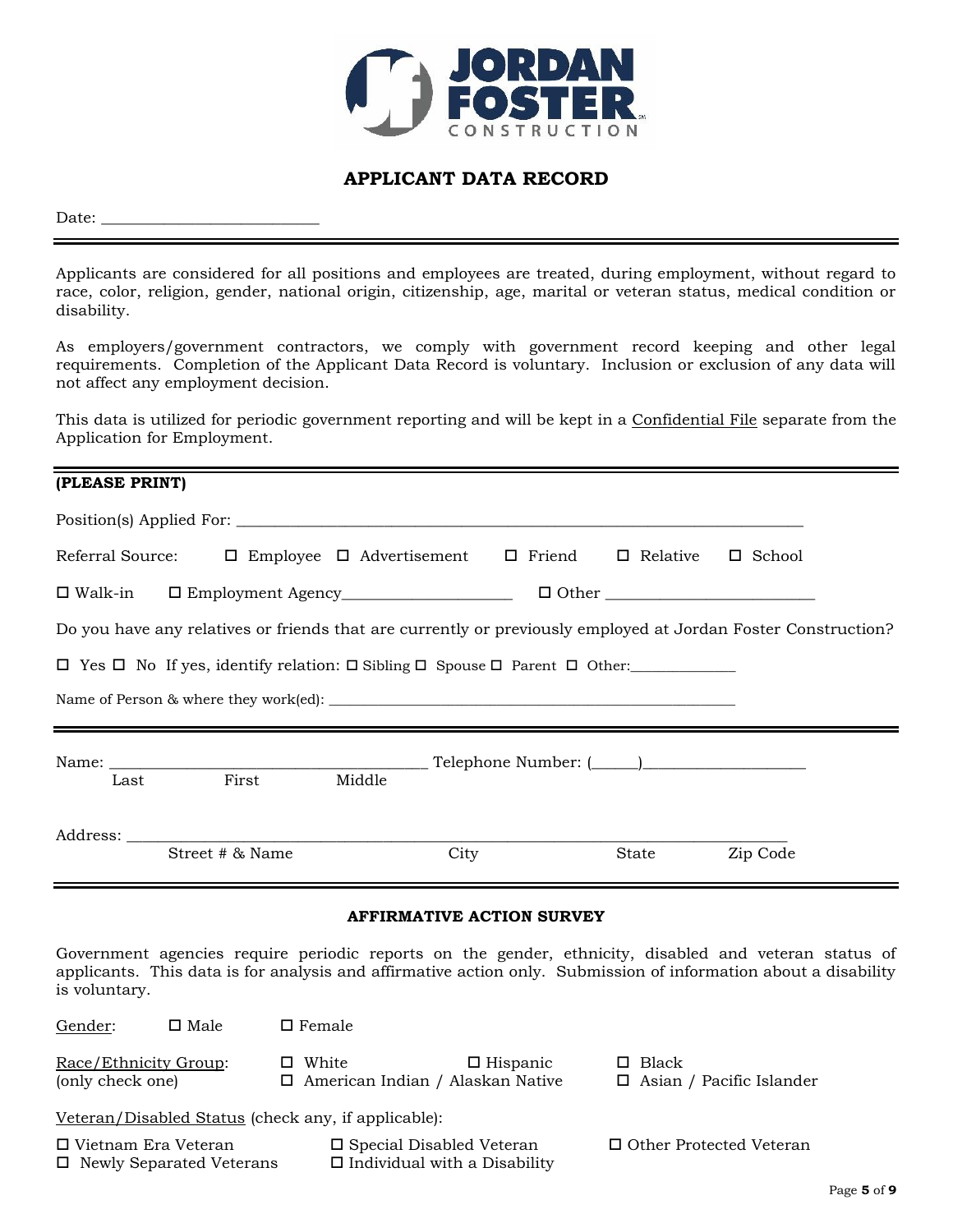# APPLICANT DATA RECORD

Date: ___________________________

---

Applicants are considered for all positions and employees are treated, during employment, without regard to race, color, religion, gender, national origin, citizenship, age, marital or veteran status, medical condition or disability.

As employers/government contractors, we comply with government record keeping and other legal requirements. Completion of the Applicant Data Record is voluntary. Inclusion or exclusion of any data will not affect any employment decision.

This data is utilized for periodic government reporting and will be kept in a Confidential File separate from the Application for Employment.

---

**(PLEASE PRINT)**

Position(s) Applied For: ___________________________________________________________________________

Referral Source: ☐ Employee ☐ Advertisement ☐ Friend ☐ Relative ☐ School

☐ Walk-in ☐ Employment Agency______________________ ☐ Other ___________________________

Do you have any relatives or friends that are currently or previously employed at Jordan Foster Construction?

☐ Yes ☐ No If yes, identify relation: ☐ Sibling ☐ Spouse ☐ Parent ☐ Other:______________

Name of Person & where they work(ed): ___________________________________________________________

---

Name: ________________________________________ Telephone Number: (______)_____________________
Last First Middle

Address: ____________________________________________________________________________________
Street # & Name City State Zip Code

---

## AFFIRMATIVE ACTION SURVEY

Government agencies require periodic reports on the gender, ethnicity, disabled and veteran status of applicants. This data is for analysis and affirmative action only. Submission of information about a disability is voluntary.

Gender: ☐ Male ☐ Female

Race/Ethnicity Group: (only check one) ☐ White ☐ Hispanic ☐ Black ☐ American Indian / Alaskan Native ☐ Asian / Pacific Islander

Veteran/Disabled Status (check any, if applicable):

☐ Vietnam Era Veteran ☐ Special Disabled Veteran ☐ Other Protected Veteran
☐ Newly Separated Veterans ☐ Individual with a Disability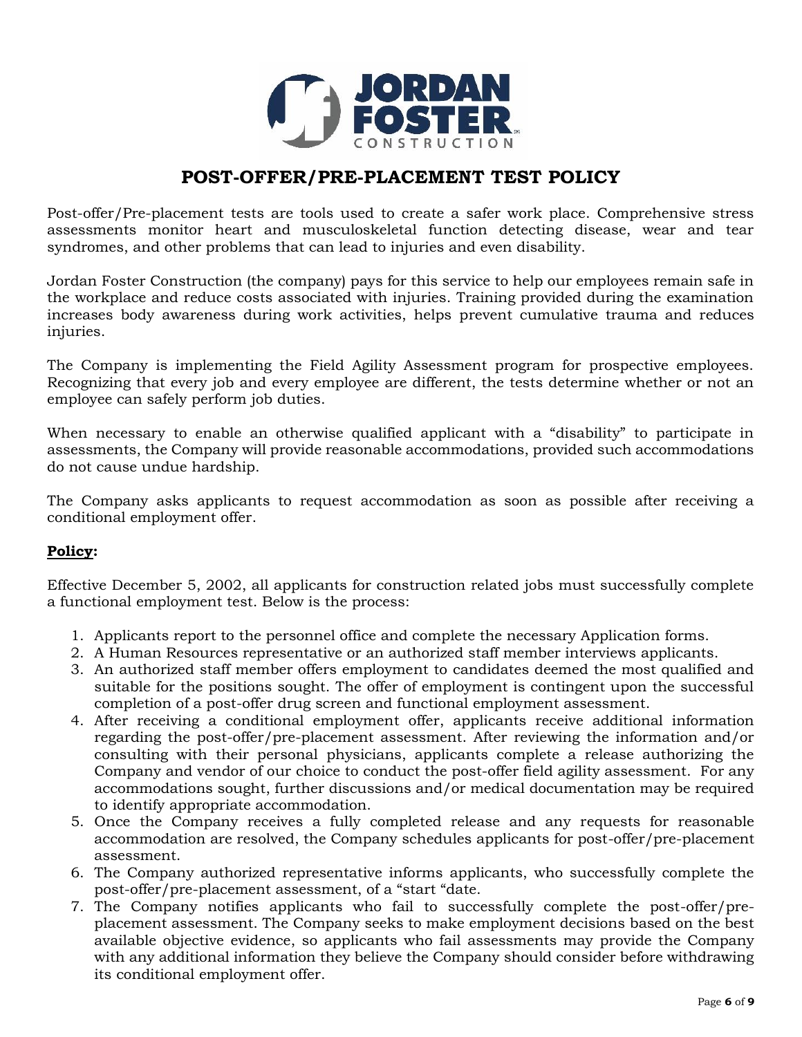# POST-OFFER/PRE-PLACEMENT TEST POLICY

Post-offer/Pre-placement tests are tools used to create a safer work place. Comprehensive stress assessments monitor heart and musculoskeletal function detecting disease, wear and tear syndromes, and other problems that can lead to injuries and even disability.

Jordan Foster Construction (the company) pays for this service to help our employees remain safe in the workplace and reduce costs associated with injuries. Training provided during the examination increases body awareness during work activities, helps prevent cumulative trauma and reduces injuries.

The Company is implementing the Field Agility Assessment program for prospective employees. Recognizing that every job and every employee are different, the tests determine whether or not an employee can safely perform job duties.

When necessary to enable an otherwise qualified applicant with a "disability" to participate in assessments, the Company will provide reasonable accommodations, provided such accommodations do not cause undue hardship.

The Company asks applicants to request accommodation as soon as possible after receiving a conditional employment offer.

**Policy:**

Effective December 5, 2002, all applicants for construction related jobs must successfully complete a functional employment test. Below is the process:

1. Applicants report to the personnel office and complete the necessary Application forms.
2. A Human Resources representative or an authorized staff member interviews applicants.
3. An authorized staff member offers employment to candidates deemed the most qualified and suitable for the positions sought. The offer of employment is contingent upon the successful completion of a post-offer drug screen and functional employment assessment.
4. After receiving a conditional employment offer, applicants receive additional information regarding the post-offer/pre-placement assessment. After reviewing the information and/or consulting with their personal physicians, applicants complete a release authorizing the Company and vendor of our choice to conduct the post-offer field agility assessment. For any accommodations sought, further discussions and/or medical documentation may be required to identify appropriate accommodation.
5. Once the Company receives a fully completed release and any requests for reasonable accommodation are resolved, the Company schedules applicants for post-offer/pre-placement assessment.
6. The Company authorized representative informs applicants, who successfully complete the post-offer/pre-placement assessment, of a "start "date.
7. The Company notifies applicants who fail to successfully complete the post-offer/pre-placement assessment. The Company seeks to make employment decisions based on the best available objective evidence, so applicants who fail assessments may provide the Company with any additional information they believe the Company should consider before withdrawing its conditional employment offer.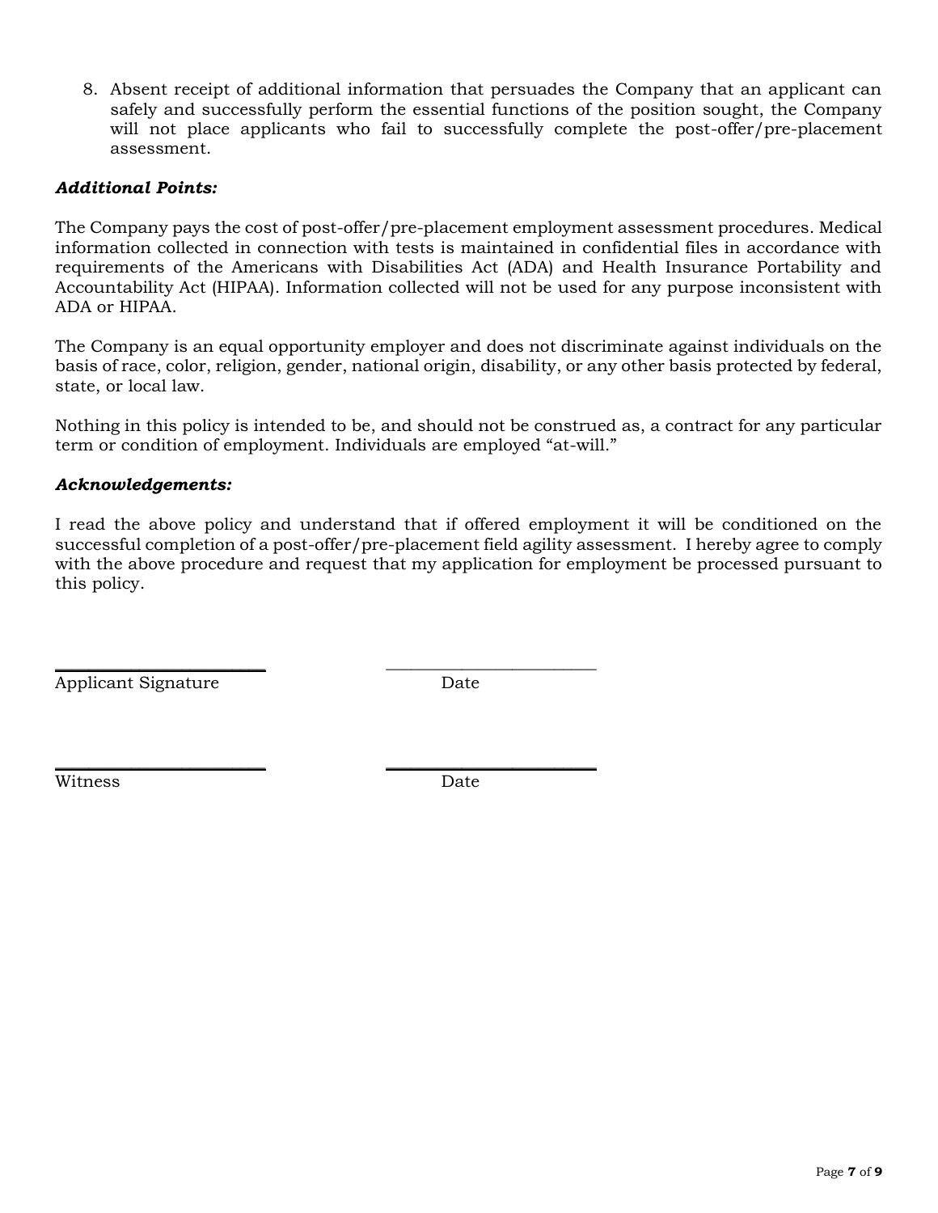8. Absent receipt of additional information that persuades the Company that an applicant can safely and successfully perform the essential functions of the position sought, the Company will not place applicants who fail to successfully complete the post-offer/pre-placement assessment.

***Additional Points:***

The Company pays the cost of post-offer/pre-placement employment assessment procedures. Medical information collected in connection with tests is maintained in confidential files in accordance with requirements of the Americans with Disabilities Act (ADA) and Health Insurance Portability and Accountability Act (HIPAA). Information collected will not be used for any purpose inconsistent with ADA or HIPAA.

The Company is an equal opportunity employer and does not discriminate against individuals on the basis of race, color, religion, gender, national origin, disability, or any other basis protected by federal, state, or local law.

Nothing in this policy is intended to be, and should not be construed as, a contract for any particular term or condition of employment. Individuals are employed "at-will."

***Acknowledgements:***

I read the above policy and understand that if offered employment it will be conditioned on the successful completion of a post-offer/pre-placement field agility assessment. I hereby agree to comply with the above procedure and request that my application for employment be processed pursuant to this policy.

\_\_\_\_\_\_\_\_\_\_\_\_\_\_\_\_\_\_\_\_\_\_\_\_ \_\_\_\_\_\_\_\_\_\_\_\_\_\_\_\_\_\_\_\_\_\_\_\_

Applicant Signature Date

\_\_\_\_\_\_\_\_\_\_\_\_\_\_\_\_\_\_\_\_\_\_\_\_ \_\_\_\_\_\_\_\_\_\_\_\_\_\_\_\_\_\_\_\_\_\_\_\_

Witness Date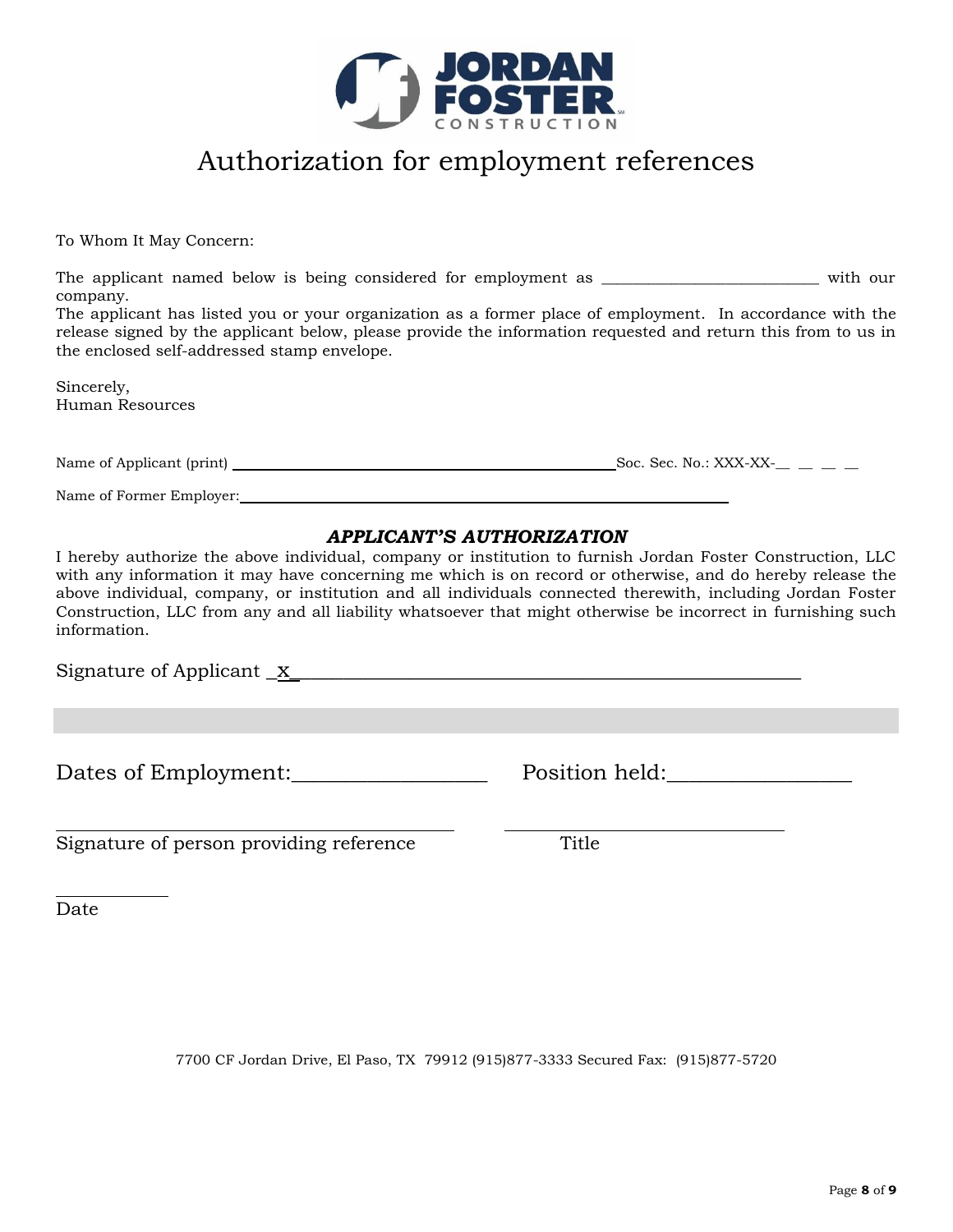# Authorization for employment references

To Whom It May Concern:

The applicant named below is being considered for employment as ___________________________ with our company.
The applicant has listed you or your organization as a former place of employment. In accordance with the release signed by the applicant below, please provide the information requested and return this from to us in the enclosed self-addressed stamp envelope.

Sincerely,
Human Resources

Name of Applicant (print) ________________________________________________ Soc. Sec. No.: XXX-XX-__ __ __ __

Name of Former Employer: ____________________________________________________________

***APPLICANT'S AUTHORIZATION***

I hereby authorize the above individual, company or institution to furnish Jordan Foster Construction, LLC with any information it may have concerning me which is on record or otherwise, and do hereby release the above individual, company, or institution and all individuals connected therewith, including Jordan Foster Construction, LLC from any and all liability whatsoever that might otherwise be incorrect in furnishing such information.

Signature of Applicant _x_____________________________________________________

Dates of Employment:__________________ Position held:_________________

___________________________________________ ______________________________
Signature of person providing reference Title

____________
Date

7700 CF Jordan Drive, El Paso, TX 79912 (915)877-3333 Secured Fax: (915)877-5720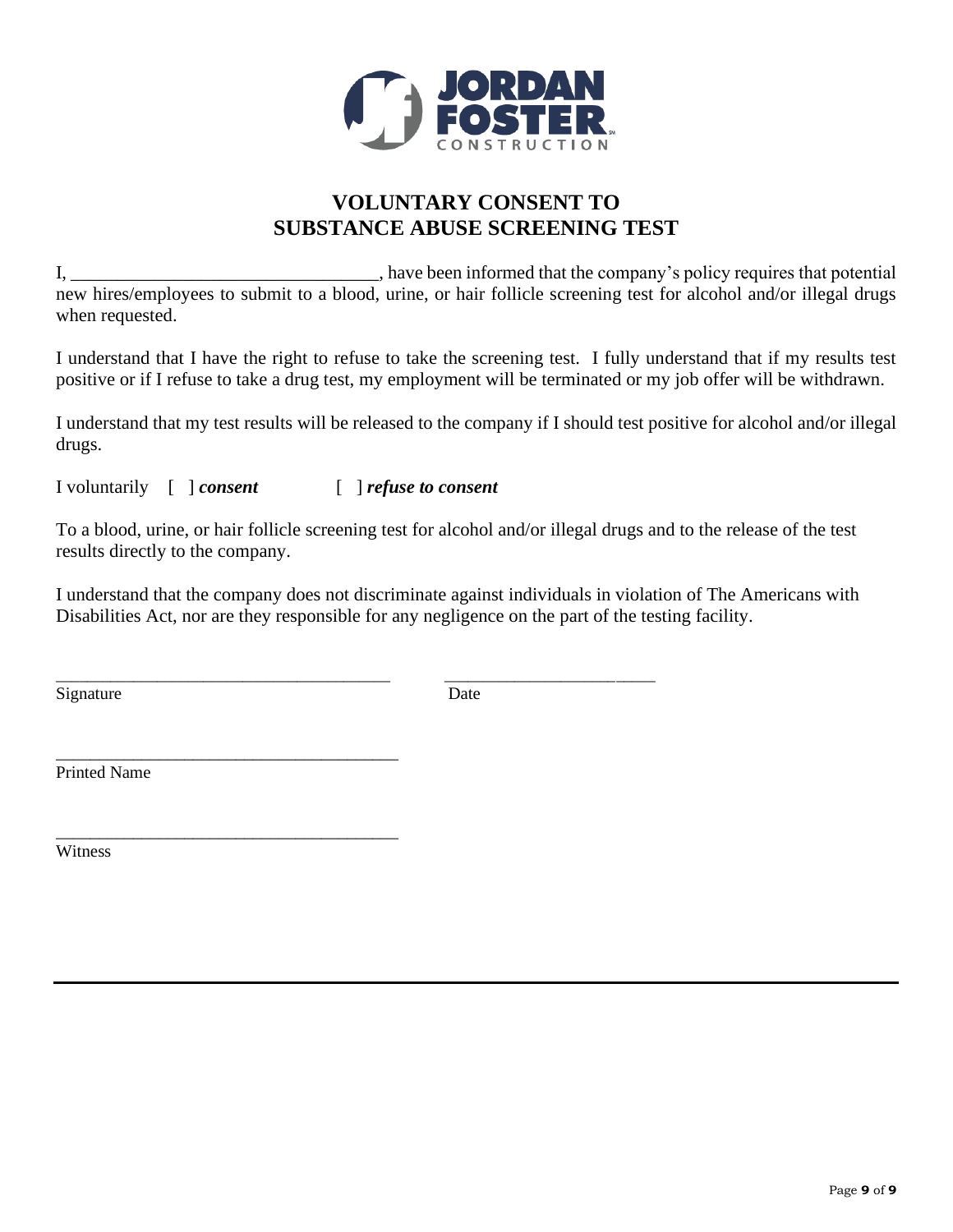# VOLUNTARY CONSENT TO SUBSTANCE ABUSE SCREENING TEST

I, __________________________________, have been informed that the company's policy requires that potential new hires/employees to submit to a blood, urine, or hair follicle screening test for alcohol and/or illegal drugs when requested.

I understand that I have the right to refuse to take the screening test. I fully understand that if my results test positive or if I refuse to take a drug test, my employment will be terminated or my job offer will be withdrawn.

I understand that my test results will be released to the company if I should test positive for alcohol and/or illegal drugs.

I voluntarily [ ] ***consent*** [ ] ***refuse to consent***

To a blood, urine, or hair follicle screening test for alcohol and/or illegal drugs and to the release of the test results directly to the company.

I understand that the company does not discriminate against individuals in violation of The Americans with Disabilities Act, nor are they responsible for any negligence on the part of the testing facility.

_______________________________________ ________________________

Signature Date

_______________________________________

Printed Name

_______________________________________

Witness